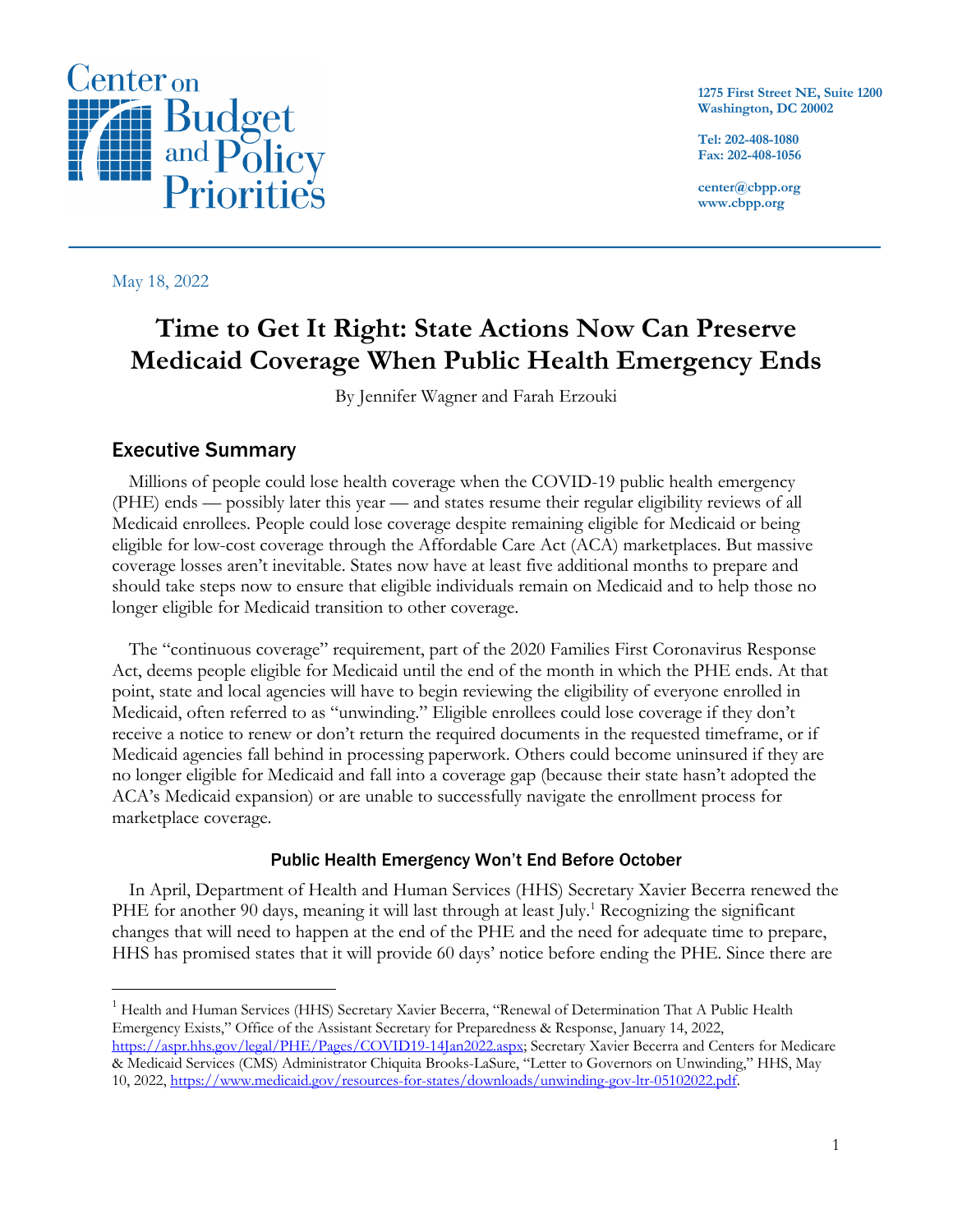Center on Budget and Policy Priorities

1275 First Street NE, Suite 1200
Washington, DC 20002

Tel: 202-408-1080
Fax: 202-408-1056

center@cbpp.org
www.cbpp.org

May 18, 2022

# Time to Get It Right: State Actions Now Can Preserve Medicaid Coverage When Public Health Emergency Ends

By Jennifer Wagner and Farah Erzouki

## Executive Summary

Millions of people could lose health coverage when the COVID-19 public health emergency (PHE) ends — possibly later this year — and states resume their regular eligibility reviews of all Medicaid enrollees. People could lose coverage despite remaining eligible for Medicaid or being eligible for low-cost coverage through the Affordable Care Act (ACA) marketplaces. But massive coverage losses aren't inevitable. States now have at least five additional months to prepare and should take steps now to ensure that eligible individuals remain on Medicaid and to help those no longer eligible for Medicaid transition to other coverage.

The "continuous coverage" requirement, part of the 2020 Families First Coronavirus Response Act, deems people eligible for Medicaid until the end of the month in which the PHE ends. At that point, state and local agencies will have to begin reviewing the eligibility of everyone enrolled in Medicaid, often referred to as "unwinding." Eligible enrollees could lose coverage if they don't receive a notice to renew or don't return the required documents in the requested timeframe, or if Medicaid agencies fall behind in processing paperwork. Others could become uninsured if they are no longer eligible for Medicaid and fall into a coverage gap (because their state hasn't adopted the ACA's Medicaid expansion) or are unable to successfully navigate the enrollment process for marketplace coverage.

### Public Health Emergency Won't End Before October

In April, Department of Health and Human Services (HHS) Secretary Xavier Becerra renewed the PHE for another 90 days, meaning it will last through at least July.[1] Recognizing the significant changes that will need to happen at the end of the PHE and the need for adequate time to prepare, HHS has promised states that it will provide 60 days' notice before ending the PHE. Since there are

---

[1] Health and Human Services (HHS) Secretary Xavier Becerra, "Renewal of Determination That A Public Health Emergency Exists," Office of the Assistant Secretary for Preparedness & Response, January 14, 2022, https://aspr.hhs.gov/legal/PHE/Pages/COVID19-14Jan2022.aspx; Secretary Xavier Becerra and Centers for Medicare & Medicaid Services (CMS) Administrator Chiquita Brooks-LaSure, "Letter to Governors on Unwinding," HHS, May 10, 2022, https://www.medicaid.gov/resources-for-states/downloads/unwinding-gov-ltr-05102022.pdf.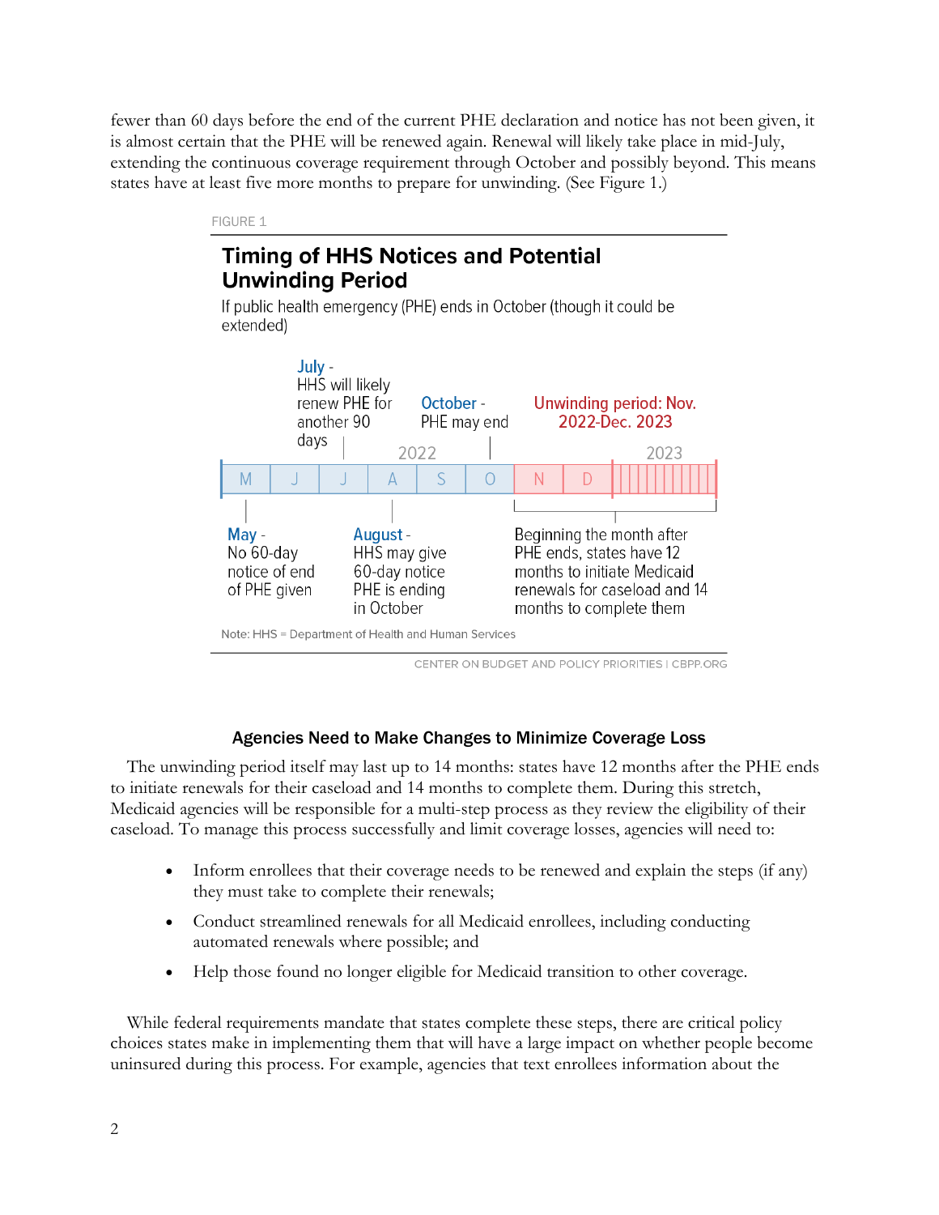fewer than 60 days before the end of the current PHE declaration and notice has not been given, it is almost certain that the PHE will be renewed again. Renewal will likely take place in mid-July, extending the continuous coverage requirement through October and possibly beyond. This means states have at least five more months to prepare for unwinding. (See Figure 1.)

FIGURE 1

**Timing of HHS Notices and Potential Unwinding Period**

If public health emergency (PHE) ends in October (though it could be extended)

- **May** - No 60-day notice of end of PHE given
- **July** - HHS will likely renew PHE for another 90 days
- **August** - HHS may give 60-day notice PHE is ending in October
- **October** - PHE may end
- **Unwinding period: Nov. 2022-Dec. 2023**
- Beginning the month after PHE ends, states have 12 months to initiate Medicaid renewals for caseload and 14 months to complete them

Note: HHS = Department of Health and Human Services

CENTER ON BUDGET AND POLICY PRIORITIES | CBPP.ORG

### Agencies Need to Make Changes to Minimize Coverage Loss

The unwinding period itself may last up to 14 months: states have 12 months after the PHE ends to initiate renewals for their caseload and 14 months to complete them. During this stretch, Medicaid agencies will be responsible for a multi-step process as they review the eligibility of their caseload. To manage this process successfully and limit coverage losses, agencies will need to:

- Inform enrollees that their coverage needs to be renewed and explain the steps (if any) they must take to complete their renewals;
- Conduct streamlined renewals for all Medicaid enrollees, including conducting automated renewals where possible; and
- Help those found no longer eligible for Medicaid transition to other coverage.

While federal requirements mandate that states complete these steps, there are critical policy choices states make in implementing them that will have a large impact on whether people become uninsured during this process. For example, agencies that text enrollees information about the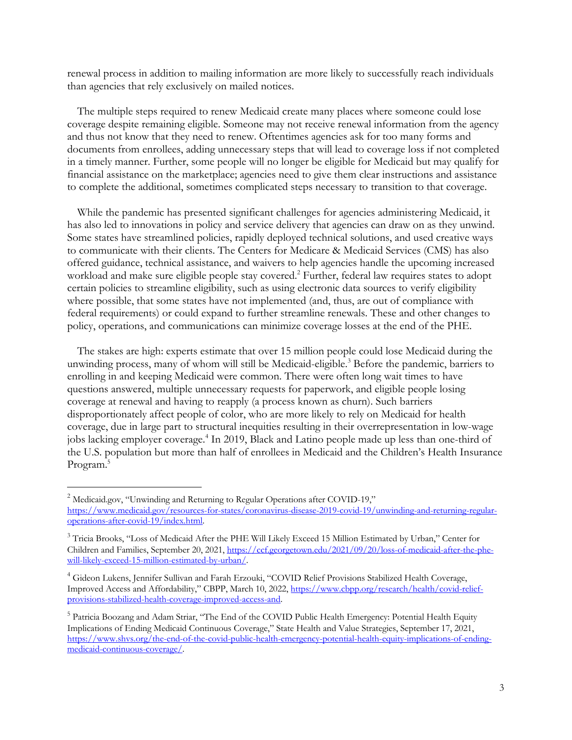renewal process in addition to mailing information are more likely to successfully reach individuals than agencies that rely exclusively on mailed notices.

The multiple steps required to renew Medicaid create many places where someone could lose coverage despite remaining eligible. Someone may not receive renewal information from the agency and thus not know that they need to renew. Oftentimes agencies ask for too many forms and documents from enrollees, adding unnecessary steps that will lead to coverage loss if not completed in a timely manner. Further, some people will no longer be eligible for Medicaid but may qualify for financial assistance on the marketplace; agencies need to give them clear instructions and assistance to complete the additional, sometimes complicated steps necessary to transition to that coverage.

While the pandemic has presented significant challenges for agencies administering Medicaid, it has also led to innovations in policy and service delivery that agencies can draw on as they unwind. Some states have streamlined policies, rapidly deployed technical solutions, and used creative ways to communicate with their clients. The Centers for Medicare & Medicaid Services (CMS) has also offered guidance, technical assistance, and waivers to help agencies handle the upcoming increased workload and make sure eligible people stay covered.[2] Further, federal law requires states to adopt certain policies to streamline eligibility, such as using electronic data sources to verify eligibility where possible, that some states have not implemented (and, thus, are out of compliance with federal requirements) or could expand to further streamline renewals. These and other changes to policy, operations, and communications can minimize coverage losses at the end of the PHE.

The stakes are high: experts estimate that over 15 million people could lose Medicaid during the unwinding process, many of whom will still be Medicaid-eligible.[3] Before the pandemic, barriers to enrolling in and keeping Medicaid were common. There were often long wait times to have questions answered, multiple unnecessary requests for paperwork, and eligible people losing coverage at renewal and having to reapply (a process known as churn). Such barriers disproportionately affect people of color, who are more likely to rely on Medicaid for health coverage, due in large part to structural inequities resulting in their overrepresentation in low-wage jobs lacking employer coverage.[4] In 2019, Black and Latino people made up less than one-third of the U.S. population but more than half of enrollees in Medicaid and the Children's Health Insurance Program.[5]

---

[2] Medicaid.gov, "Unwinding and Returning to Regular Operations after COVID-19," https://www.medicaid.gov/resources-for-states/coronavirus-disease-2019-covid-19/unwinding-and-returning-regular-operations-after-covid-19/index.html.

[3] Tricia Brooks, "Loss of Medicaid After the PHE Will Likely Exceed 15 Million Estimated by Urban," Center for Children and Families, September 20, 2021, https://ccf.georgetown.edu/2021/09/20/loss-of-medicaid-after-the-phe-will-likely-exceed-15-million-estimated-by-urban/.

[4] Gideon Lukens, Jennifer Sullivan and Farah Erzouki, "COVID Relief Provisions Stabilized Health Coverage, Improved Access and Affordability," CBPP, March 10, 2022, https://www.cbpp.org/research/health/covid-relief-provisions-stabilized-health-coverage-improved-access-and.

[5] Patricia Boozang and Adam Striar, "The End of the COVID Public Health Emergency: Potential Health Equity Implications of Ending Medicaid Continuous Coverage," State Health and Value Strategies, September 17, 2021, https://www.shvs.org/the-end-of-the-covid-public-health-emergency-potential-health-equity-implications-of-ending-medicaid-continuous-coverage/.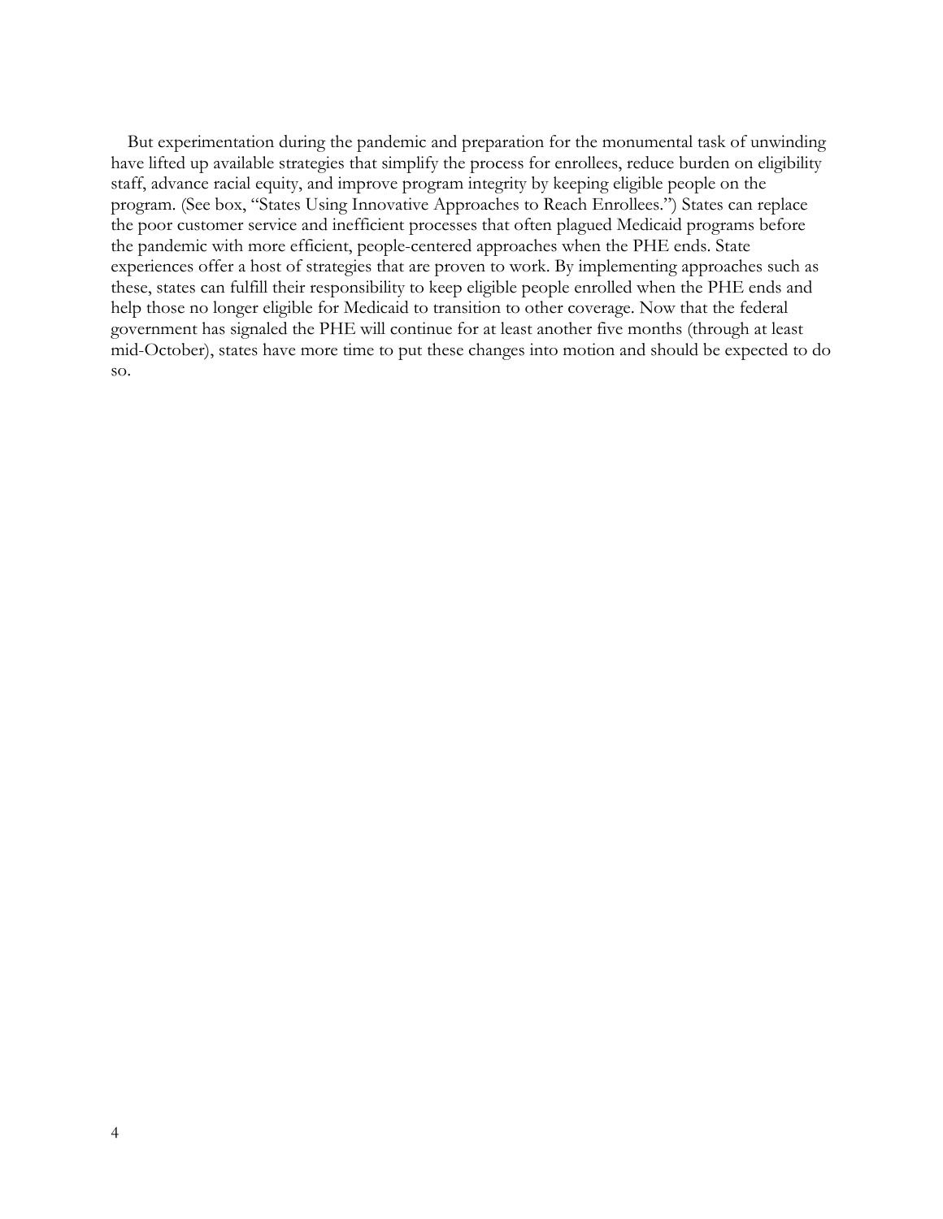But experimentation during the pandemic and preparation for the monumental task of unwinding have lifted up available strategies that simplify the process for enrollees, reduce burden on eligibility staff, advance racial equity, and improve program integrity by keeping eligible people on the program. (See box, "States Using Innovative Approaches to Reach Enrollees.") States can replace the poor customer service and inefficient processes that often plagued Medicaid programs before the pandemic with more efficient, people-centered approaches when the PHE ends. State experiences offer a host of strategies that are proven to work. By implementing approaches such as these, states can fulfill their responsibility to keep eligible people enrolled when the PHE ends and help those no longer eligible for Medicaid to transition to other coverage. Now that the federal government has signaled the PHE will continue for at least another five months (through at least mid-October), states have more time to put these changes into motion and should be expected to do so.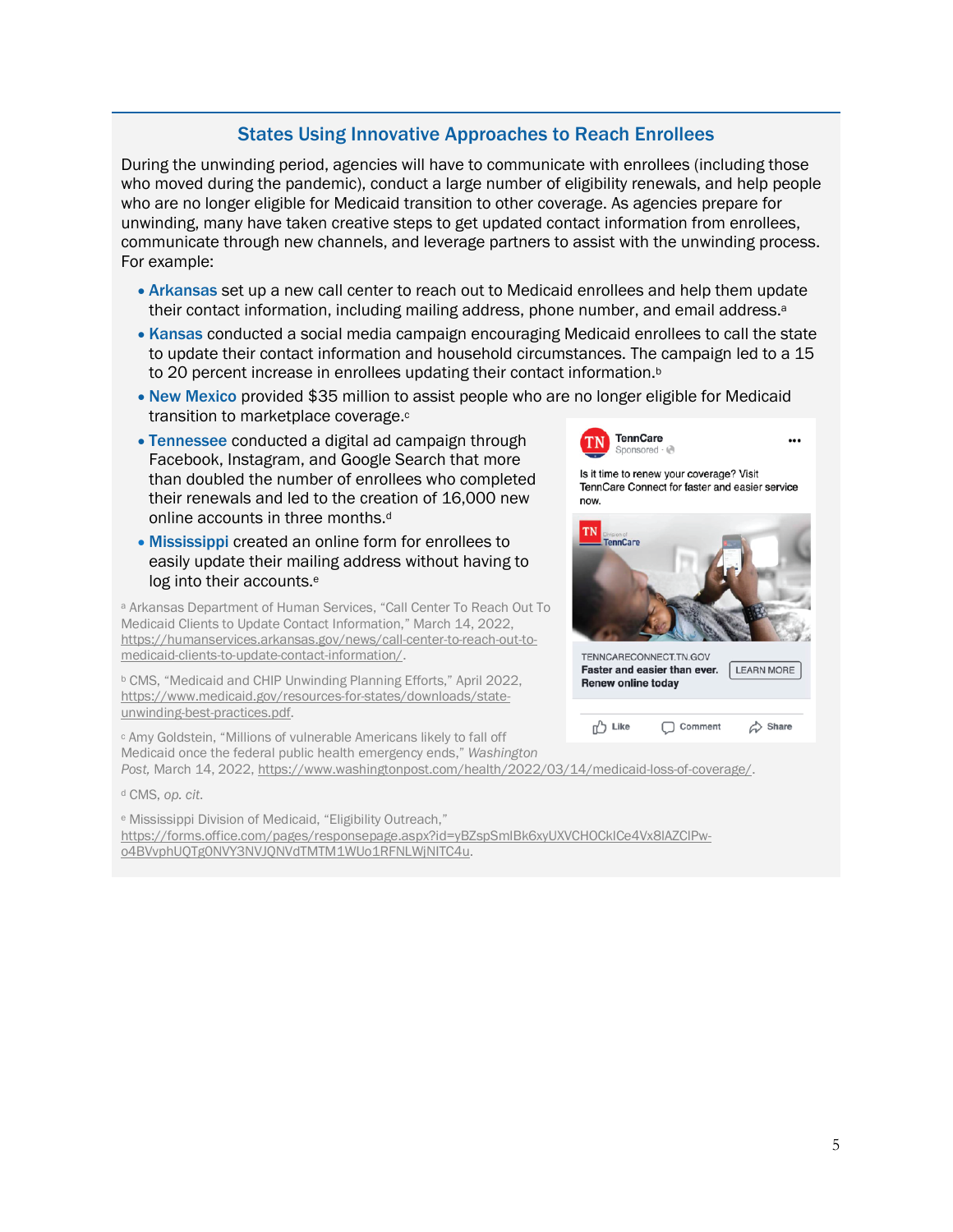## States Using Innovative Approaches to Reach Enrollees

During the unwinding period, agencies will have to communicate with enrollees (including those who moved during the pandemic), conduct a large number of eligibility renewals, and help people who are no longer eligible for Medicaid transition to other coverage. As agencies prepare for unwinding, many have taken creative steps to get updated contact information from enrollees, communicate through new channels, and leverage partners to assist with the unwinding process. For example:

- **Arkansas** set up a new call center to reach out to Medicaid enrollees and help them update their contact information, including mailing address, phone number, and email address.[a]
- **Kansas** conducted a social media campaign encouraging Medicaid enrollees to call the state to update their contact information and household circumstances. The campaign led to a 15 to 20 percent increase in enrollees updating their contact information.[b]
- **New Mexico** provided $35 million to assist people who are no longer eligible for Medicaid transition to marketplace coverage.[c]
- **Tennessee** conducted a digital ad campaign through Facebook, Instagram, and Google Search that more than doubled the number of enrollees who completed their renewals and led to the creation of 16,000 new online accounts in three months.[d]
- **Mississippi** created an online form for enrollees to easily update their mailing address without having to log into their accounts.[e]

[a] Arkansas Department of Human Services, "Call Center To Reach Out To Medicaid Clients to Update Contact Information," March 14, 2022, https://humanservices.arkansas.gov/news/call-center-to-reach-out-to-medicaid-clients-to-update-contact-information/.

[b] CMS, "Medicaid and CHIP Unwinding Planning Efforts," April 2022, https://www.medicaid.gov/resources-for-states/downloads/state-unwinding-best-practices.pdf.

[c] Amy Goldstein, "Millions of vulnerable Americans likely to fall off Medicaid once the federal public health emergency ends," *Washington Post,* March 14, 2022, https://www.washingtonpost.com/health/2022/03/14/medicaid-loss-of-coverage/.

[d] CMS, *op. cit.*

[e] Mississippi Division of Medicaid, "Eligibility Outreach," https://forms.office.com/pages/responsepage.aspx?id=yBZspSmlBk6xyUXVCHOCklCe4Vx8lAZClPw-o4BVvphUQTg0NVY3NVJQNVdTMTM1WUo1RFNLWjNITC4u.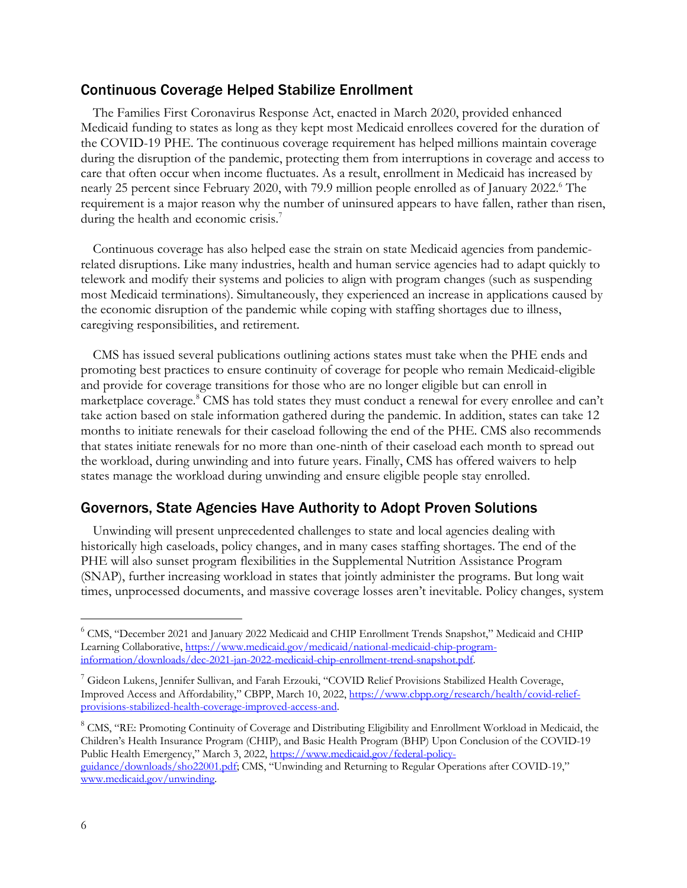## Continuous Coverage Helped Stabilize Enrollment

The Families First Coronavirus Response Act, enacted in March 2020, provided enhanced Medicaid funding to states as long as they kept most Medicaid enrollees covered for the duration of the COVID-19 PHE. The continuous coverage requirement has helped millions maintain coverage during the disruption of the pandemic, protecting them from interruptions in coverage and access to care that often occur when income fluctuates. As a result, enrollment in Medicaid has increased by nearly 25 percent since February 2020, with 79.9 million people enrolled as of January 2022.[6] The requirement is a major reason why the number of uninsured appears to have fallen, rather than risen, during the health and economic crisis.[7]

Continuous coverage has also helped ease the strain on state Medicaid agencies from pandemic-related disruptions. Like many industries, health and human service agencies had to adapt quickly to telework and modify their systems and policies to align with program changes (such as suspending most Medicaid terminations). Simultaneously, they experienced an increase in applications caused by the economic disruption of the pandemic while coping with staffing shortages due to illness, caregiving responsibilities, and retirement.

CMS has issued several publications outlining actions states must take when the PHE ends and promoting best practices to ensure continuity of coverage for people who remain Medicaid-eligible and provide for coverage transitions for those who are no longer eligible but can enroll in marketplace coverage.[8] CMS has told states they must conduct a renewal for every enrollee and can't take action based on stale information gathered during the pandemic. In addition, states can take 12 months to initiate renewals for their caseload following the end of the PHE. CMS also recommends that states initiate renewals for no more than one-ninth of their caseload each month to spread out the workload, during unwinding and into future years. Finally, CMS has offered waivers to help states manage the workload during unwinding and ensure eligible people stay enrolled.

## Governors, State Agencies Have Authority to Adopt Proven Solutions

Unwinding will present unprecedented challenges to state and local agencies dealing with historically high caseloads, policy changes, and in many cases staffing shortages. The end of the PHE will also sunset program flexibilities in the Supplemental Nutrition Assistance Program (SNAP), further increasing workload in states that jointly administer the programs. But long wait times, unprocessed documents, and massive coverage losses aren't inevitable. Policy changes, system

---

[6] CMS, "December 2021 and January 2022 Medicaid and CHIP Enrollment Trends Snapshot," Medicaid and CHIP Learning Collaborative, https://www.medicaid.gov/medicaid/national-medicaid-chip-program-information/downloads/dec-2021-jan-2022-medicaid-chip-enrollment-trend-snapshot.pdf.

[7] Gideon Lukens, Jennifer Sullivan, and Farah Erzouki, "COVID Relief Provisions Stabilized Health Coverage, Improved Access and Affordability," CBPP, March 10, 2022, https://www.cbpp.org/research/health/covid-relief-provisions-stabilized-health-coverage-improved-access-and.

[8] CMS, "RE: Promoting Continuity of Coverage and Distributing Eligibility and Enrollment Workload in Medicaid, the Children's Health Insurance Program (CHIP), and Basic Health Program (BHP) Upon Conclusion of the COVID-19 Public Health Emergency," March 3, 2022, https://www.medicaid.gov/federal-policy-guidance/downloads/sho22001.pdf; CMS, "Unwinding and Returning to Regular Operations after COVID-19," www.medicaid.gov/unwinding.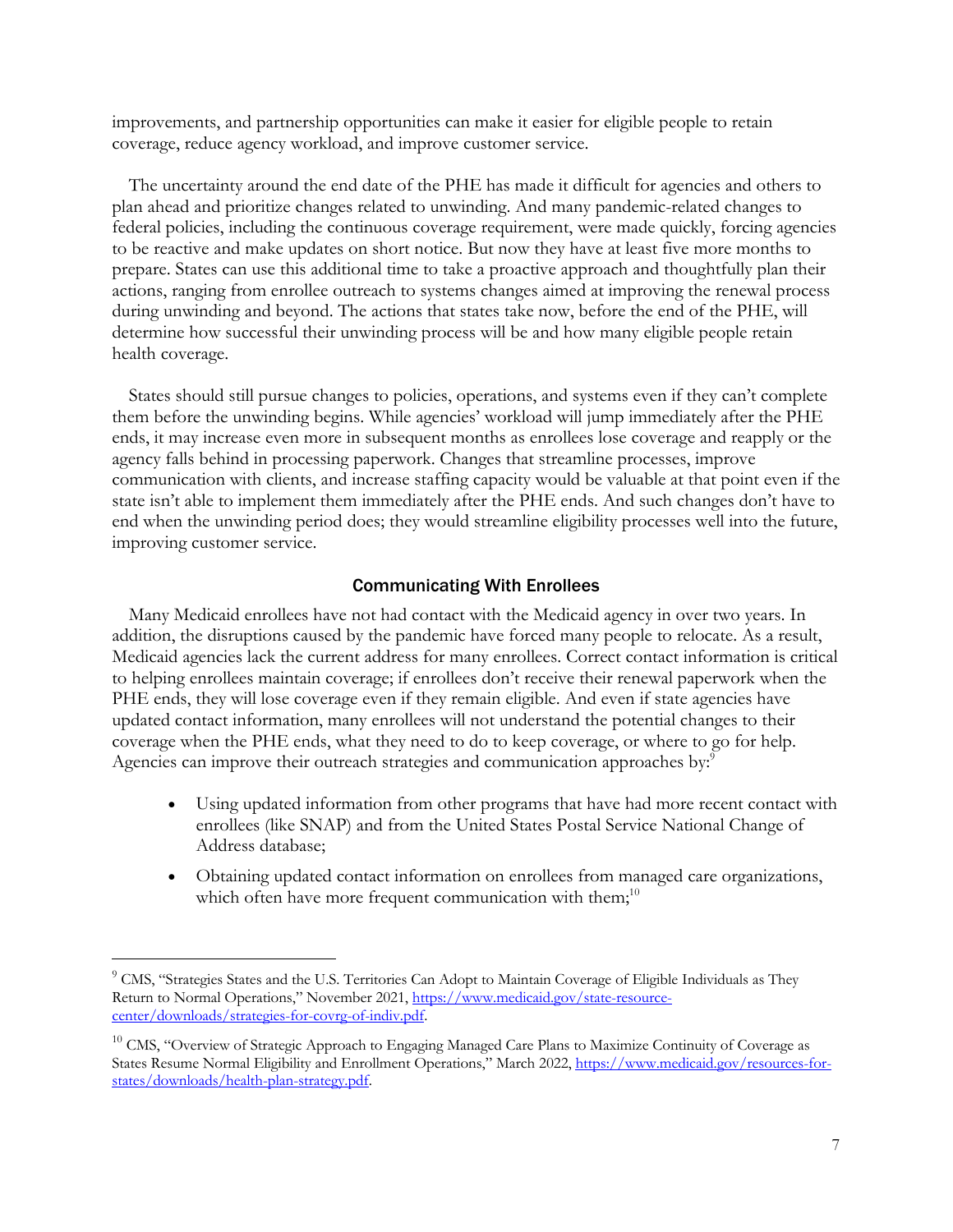improvements, and partnership opportunities can make it easier for eligible people to retain coverage, reduce agency workload, and improve customer service.

The uncertainty around the end date of the PHE has made it difficult for agencies and others to plan ahead and prioritize changes related to unwinding. And many pandemic-related changes to federal policies, including the continuous coverage requirement, were made quickly, forcing agencies to be reactive and make updates on short notice. But now they have at least five more months to prepare. States can use this additional time to take a proactive approach and thoughtfully plan their actions, ranging from enrollee outreach to systems changes aimed at improving the renewal process during unwinding and beyond. The actions that states take now, before the end of the PHE, will determine how successful their unwinding process will be and how many eligible people retain health coverage.

States should still pursue changes to policies, operations, and systems even if they can't complete them before the unwinding begins. While agencies' workload will jump immediately after the PHE ends, it may increase even more in subsequent months as enrollees lose coverage and reapply or the agency falls behind in processing paperwork. Changes that streamline processes, improve communication with clients, and increase staffing capacity would be valuable at that point even if the state isn't able to implement them immediately after the PHE ends. And such changes don't have to end when the unwinding period does; they would streamline eligibility processes well into the future, improving customer service.

## Communicating With Enrollees

Many Medicaid enrollees have not had contact with the Medicaid agency in over two years. In addition, the disruptions caused by the pandemic have forced many people to relocate. As a result, Medicaid agencies lack the current address for many enrollees. Correct contact information is critical to helping enrollees maintain coverage; if enrollees don't receive their renewal paperwork when the PHE ends, they will lose coverage even if they remain eligible. And even if state agencies have updated contact information, many enrollees will not understand the potential changes to their coverage when the PHE ends, what they need to do to keep coverage, or where to go for help. Agencies can improve their outreach strategies and communication approaches by:[9]

- Using updated information from other programs that have had more recent contact with enrollees (like SNAP) and from the United States Postal Service National Change of Address database;
- Obtaining updated contact information on enrollees from managed care organizations, which often have more frequent communication with them;[10]

---

[9] CMS, "Strategies States and the U.S. Territories Can Adopt to Maintain Coverage of Eligible Individuals as They Return to Normal Operations," November 2021, https://www.medicaid.gov/state-resource-center/downloads/strategies-for-covrg-of-indiv.pdf.

[10] CMS, "Overview of Strategic Approach to Engaging Managed Care Plans to Maximize Continuity of Coverage as States Resume Normal Eligibility and Enrollment Operations," March 2022, https://www.medicaid.gov/resources-for-states/downloads/health-plan-strategy.pdf.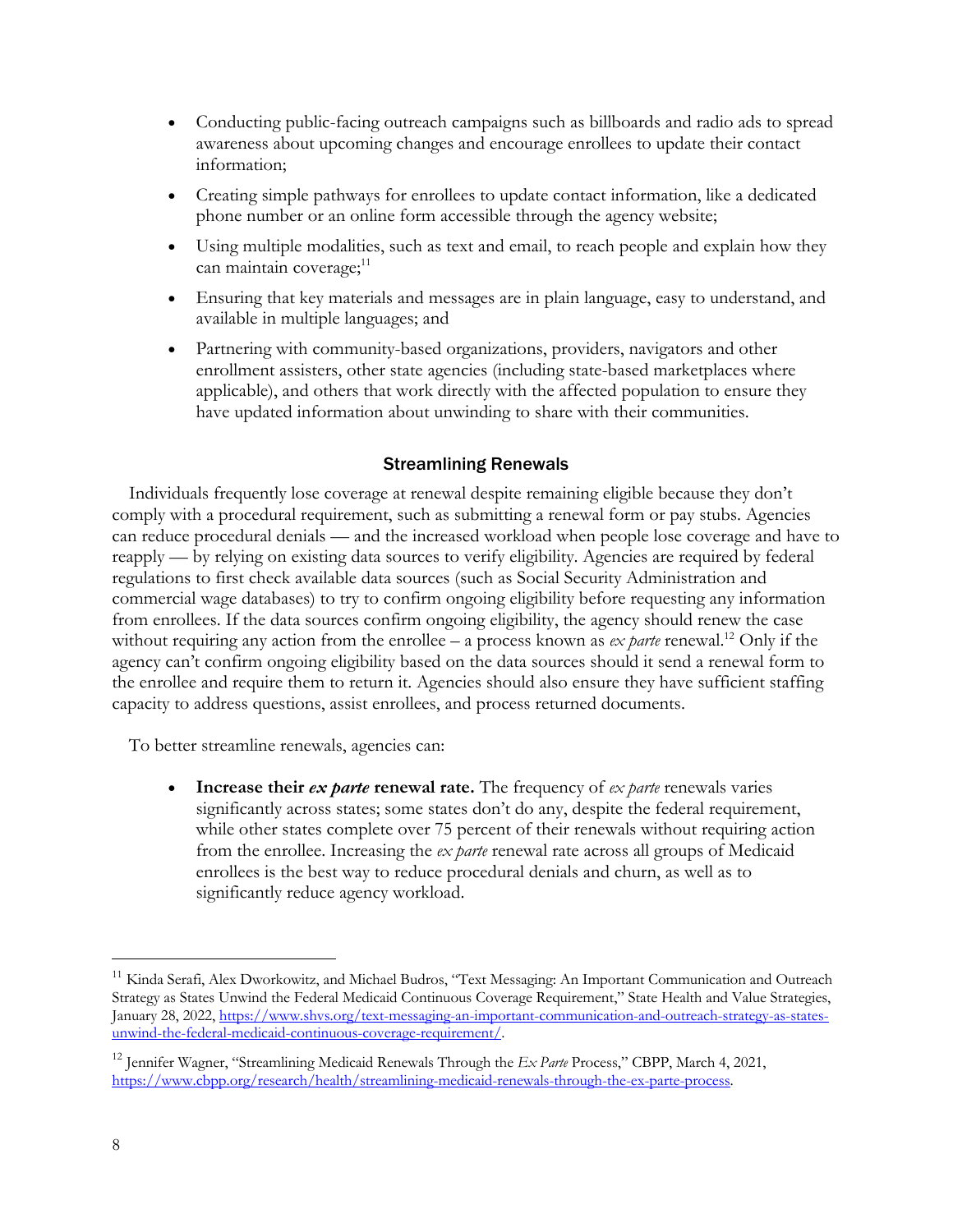- Conducting public-facing outreach campaigns such as billboards and radio ads to spread awareness about upcoming changes and encourage enrollees to update their contact information;
- Creating simple pathways for enrollees to update contact information, like a dedicated phone number or an online form accessible through the agency website;
- Using multiple modalities, such as text and email, to reach people and explain how they can maintain coverage;[11]
- Ensuring that key materials and messages are in plain language, easy to understand, and available in multiple languages; and
- Partnering with community-based organizations, providers, navigators and other enrollment assisters, other state agencies (including state-based marketplaces where applicable), and others that work directly with the affected population to ensure they have updated information about unwinding to share with their communities.

### Streamlining Renewals

Individuals frequently lose coverage at renewal despite remaining eligible because they don't comply with a procedural requirement, such as submitting a renewal form or pay stubs. Agencies can reduce procedural denials — and the increased workload when people lose coverage and have to reapply — by relying on existing data sources to verify eligibility. Agencies are required by federal regulations to first check available data sources (such as Social Security Administration and commercial wage databases) to try to confirm ongoing eligibility before requesting any information from enrollees. If the data sources confirm ongoing eligibility, the agency should renew the case without requiring any action from the enrollee – a process known as *ex parte* renewal.[12] Only if the agency can't confirm ongoing eligibility based on the data sources should it send a renewal form to the enrollee and require them to return it. Agencies should also ensure they have sufficient staffing capacity to address questions, assist enrollees, and process returned documents.

To better streamline renewals, agencies can:

- **Increase their *ex parte* renewal rate.** The frequency of *ex parte* renewals varies significantly across states; some states don't do any, despite the federal requirement, while other states complete over 75 percent of their renewals without requiring action from the enrollee. Increasing the *ex parte* renewal rate across all groups of Medicaid enrollees is the best way to reduce procedural denials and churn, as well as to significantly reduce agency workload.

---

[11] Kinda Serafi, Alex Dworkowitz, and Michael Budros, "Text Messaging: An Important Communication and Outreach Strategy as States Unwind the Federal Medicaid Continuous Coverage Requirement," State Health and Value Strategies, January 28, 2022, https://www.shvs.org/text-messaging-an-important-communication-and-outreach-strategy-as-states-unwind-the-federal-medicaid-continuous-coverage-requirement/.

[12] Jennifer Wagner, "Streamlining Medicaid Renewals Through the *Ex Parte* Process," CBPP, March 4, 2021, https://www.cbpp.org/research/health/streamlining-medicaid-renewals-through-the-ex-parte-process.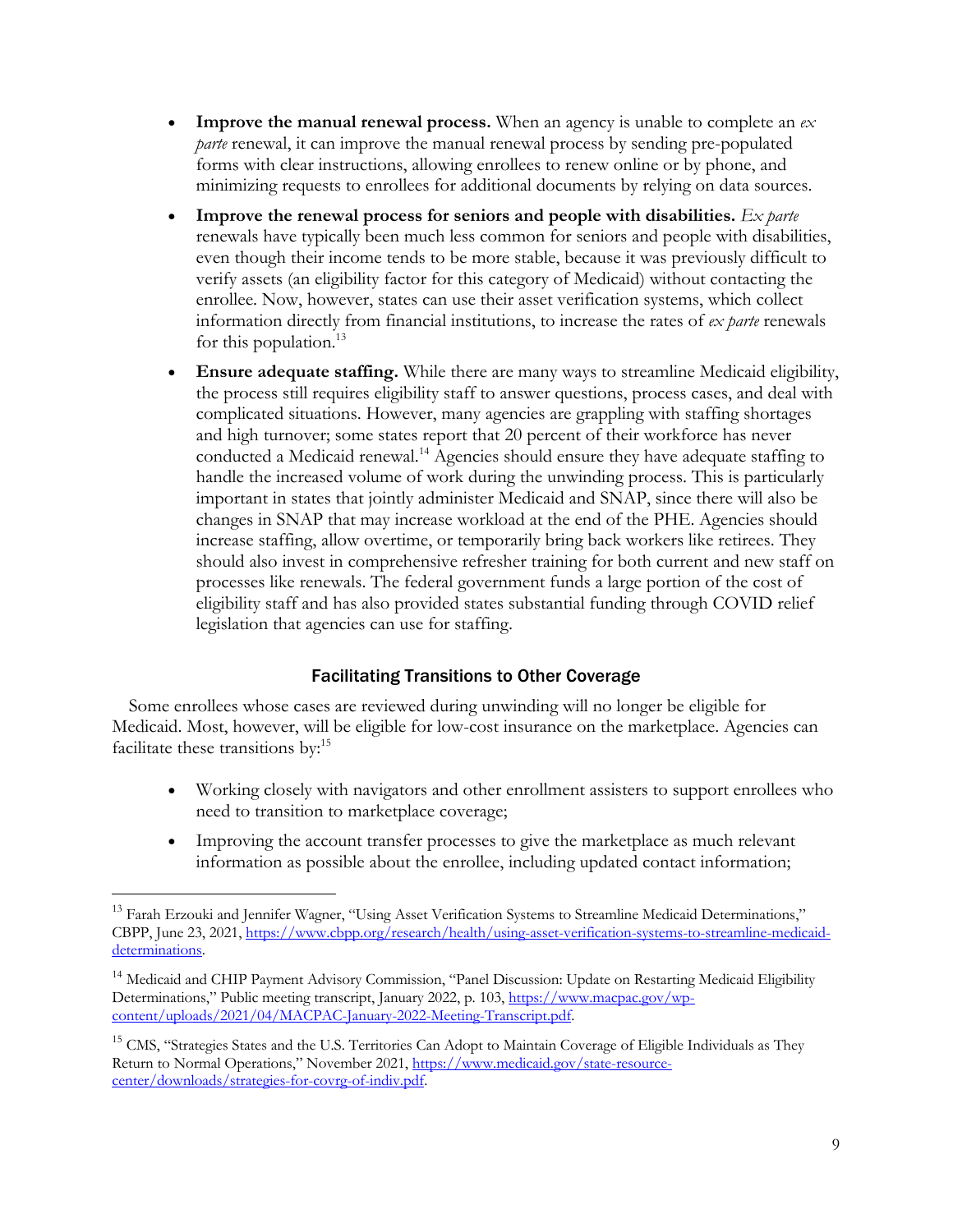- **Improve the manual renewal process.** When an agency is unable to complete an *ex parte* renewal, it can improve the manual renewal process by sending pre-populated forms with clear instructions, allowing enrollees to renew online or by phone, and minimizing requests to enrollees for additional documents by relying on data sources.

- **Improve the renewal process for seniors and people with disabilities.** *Ex parte* renewals have typically been much less common for seniors and people with disabilities, even though their income tends to be more stable, because it was previously difficult to verify assets (an eligibility factor for this category of Medicaid) without contacting the enrollee. Now, however, states can use their asset verification systems, which collect information directly from financial institutions, to increase the rates of *ex parte* renewals for this population.[13]

- **Ensure adequate staffing.** While there are many ways to streamline Medicaid eligibility, the process still requires eligibility staff to answer questions, process cases, and deal with complicated situations. However, many agencies are grappling with staffing shortages and high turnover; some states report that 20 percent of their workforce has never conducted a Medicaid renewal.[14] Agencies should ensure they have adequate staffing to handle the increased volume of work during the unwinding process. This is particularly important in states that jointly administer Medicaid and SNAP, since there will also be changes in SNAP that may increase workload at the end of the PHE. Agencies should increase staffing, allow overtime, or temporarily bring back workers like retirees. They should also invest in comprehensive refresher training for both current and new staff on processes like renewals. The federal government funds a large portion of the cost of eligibility staff and has also provided states substantial funding through COVID relief legislation that agencies can use for staffing.

### Facilitating Transitions to Other Coverage

Some enrollees whose cases are reviewed during unwinding will no longer be eligible for Medicaid. Most, however, will be eligible for low-cost insurance on the marketplace. Agencies can facilitate these transitions by:[15]

- Working closely with navigators and other enrollment assisters to support enrollees who need to transition to marketplace coverage;

- Improving the account transfer processes to give the marketplace as much relevant information as possible about the enrollee, including updated contact information;

---

[13] Farah Erzouki and Jennifer Wagner, "Using Asset Verification Systems to Streamline Medicaid Determinations," CBPP, June 23, 2021, https://www.cbpp.org/research/health/using-asset-verification-systems-to-streamline-medicaid-determinations.

[14] Medicaid and CHIP Payment Advisory Commission, "Panel Discussion: Update on Restarting Medicaid Eligibility Determinations," Public meeting transcript, January 2022, p. 103, https://www.macpac.gov/wp-content/uploads/2021/04/MACPAC-January-2022-Meeting-Transcript.pdf.

[15] CMS, "Strategies States and the U.S. Territories Can Adopt to Maintain Coverage of Eligible Individuals as They Return to Normal Operations," November 2021, https://www.medicaid.gov/state-resource-center/downloads/strategies-for-covrg-of-indiv.pdf.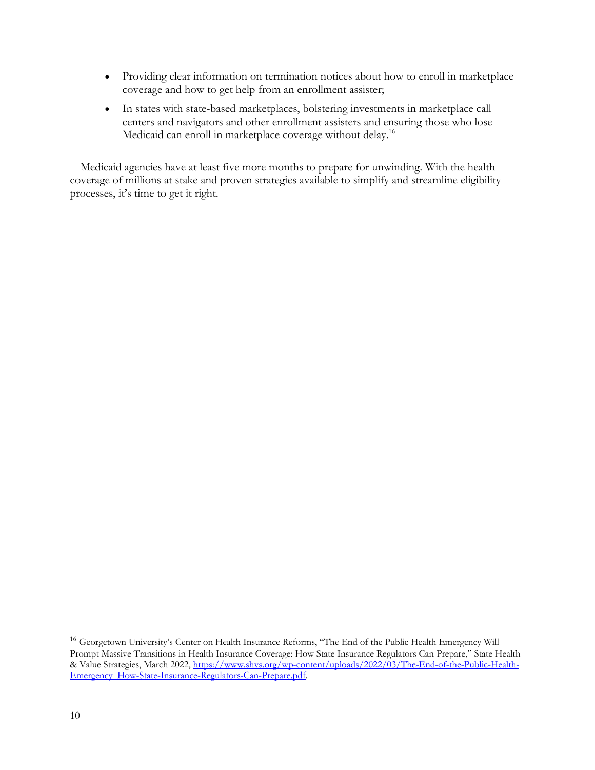- Providing clear information on termination notices about how to enroll in marketplace coverage and how to get help from an enrollment assister;
- In states with state-based marketplaces, bolstering investments in marketplace call centers and navigators and other enrollment assisters and ensuring those who lose Medicaid can enroll in marketplace coverage without delay.[16]

Medicaid agencies have at least five more months to prepare for unwinding. With the health coverage of millions at stake and proven strategies available to simplify and streamline eligibility processes, it's time to get it right.

---

[16] Georgetown University's Center on Health Insurance Reforms, "The End of the Public Health Emergency Will Prompt Massive Transitions in Health Insurance Coverage: How State Insurance Regulators Can Prepare," State Health & Value Strategies, March 2022, https://www.shvs.org/wp-content/uploads/2022/03/The-End-of-the-Public-Health-Emergency_How-State-Insurance-Regulators-Can-Prepare.pdf.